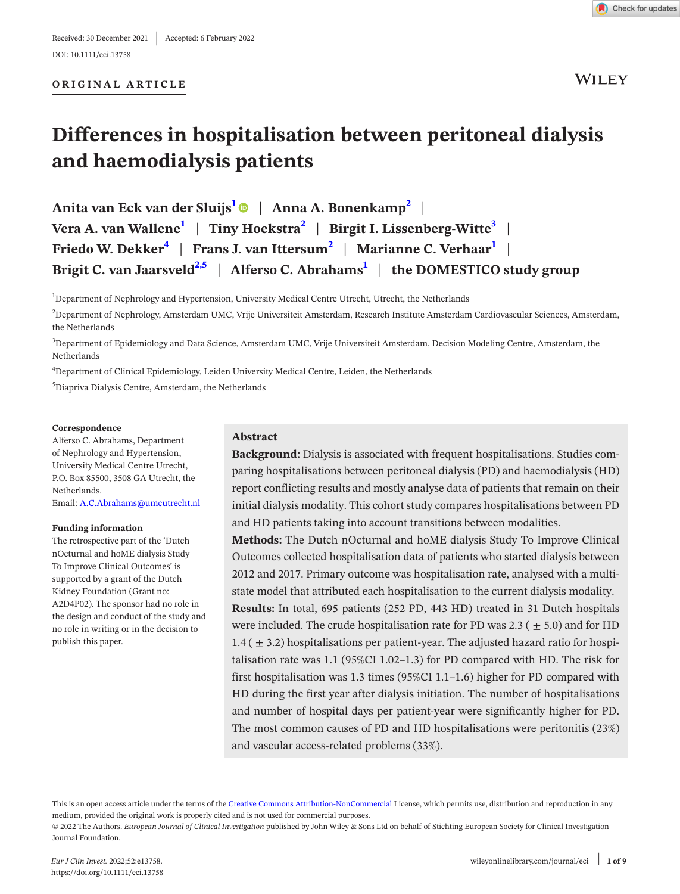Received: 30 December 2021 | Accepted: 6 February 2022

DOI: 10.1111/eci.13758

ORIGINAL ARTICLE

# Differences in hospitalisation between peritoneal dialysis and haemodialysis patients

Anita van Eck van der Sluijs[1] | Anna A. Bonenkamp[2] | Vera A. van Wallene[1] | Tiny Hoekstra[2] | Birgit I. Lissenberg-Witte[3] | Friedo W. Dekker[4] | Frans J. van Ittersum[2] | Marianne C. Verhaar[1] | Brigit C. van Jaarsveld[2,5] | Alferso C. Abrahams[1] | the DOMESTICO study group

[1]Department of Nephrology and Hypertension, University Medical Centre Utrecht, Utrecht, the Netherlands

[2]Department of Nephrology, Amsterdam UMC, Vrije Universiteit Amsterdam, Research Institute Amsterdam Cardiovascular Sciences, Amsterdam, the Netherlands

[3]Department of Epidemiology and Data Science, Amsterdam UMC, Vrije Universiteit Amsterdam, Decision Modeling Centre, Amsterdam, the Netherlands

[4]Department of Clinical Epidemiology, Leiden University Medical Centre, Leiden, the Netherlands

[5]Diapriva Dialysis Centre, Amsterdam, the Netherlands

**Correspondence**
Alferso C. Abrahams, Department of Nephrology and Hypertension, University Medical Centre Utrecht, P.O. Box 85500, 3508 GA Utrecht, the Netherlands.
Email: A.C.Abrahams@umcutrecht.nl

**Funding information**
The retrospective part of the 'Dutch nOcturnal and hoME dialysis Study To Improve Clinical Outcomes' is supported by a grant of the Dutch Kidney Foundation (Grant no: A2D4P02). The sponsor had no role in the design and conduct of the study and no role in writing or in the decision to publish this paper.

## Abstract

**Background:** Dialysis is associated with frequent hospitalisations. Studies comparing hospitalisations between peritoneal dialysis (PD) and haemodialysis (HD) report conflicting results and mostly analyse data of patients that remain on their initial dialysis modality. This cohort study compares hospitalisations between PD and HD patients taking into account transitions between modalities.

**Methods:** The Dutch nOcturnal and hoME dialysis Study To Improve Clinical Outcomes collected hospitalisation data of patients who started dialysis between 2012 and 2017. Primary outcome was hospitalisation rate, analysed with a multi-state model that attributed each hospitalisation to the current dialysis modality.

**Results:** In total, 695 patients (252 PD, 443 HD) treated in 31 Dutch hospitals were included. The crude hospitalisation rate for PD was 2.3 ( ± 5.0) and for HD 1.4 ( ± 3.2) hospitalisations per patient-year. The adjusted hazard ratio for hospitalisation rate was 1.1 (95%CI 1.02–1.3) for PD compared with HD. The risk for first hospitalisation was 1.3 times (95%CI 1.1–1.6) higher for PD compared with HD during the first year after dialysis initiation. The number of hospitalisations and number of hospital days per patient-year were significantly higher for PD. The most common causes of PD and HD hospitalisations were peritonitis (23%) and vascular access-related problems (33%).

This is an open access article under the terms of the Creative Commons Attribution-NonCommercial License, which permits use, distribution and reproduction in any medium, provided the original work is properly cited and is not used for commercial purposes.
© 2022 The Authors. *European Journal of Clinical Investigation* published by John Wiley & Sons Ltd on behalf of Stichting European Society for Clinical Investigation Journal Foundation.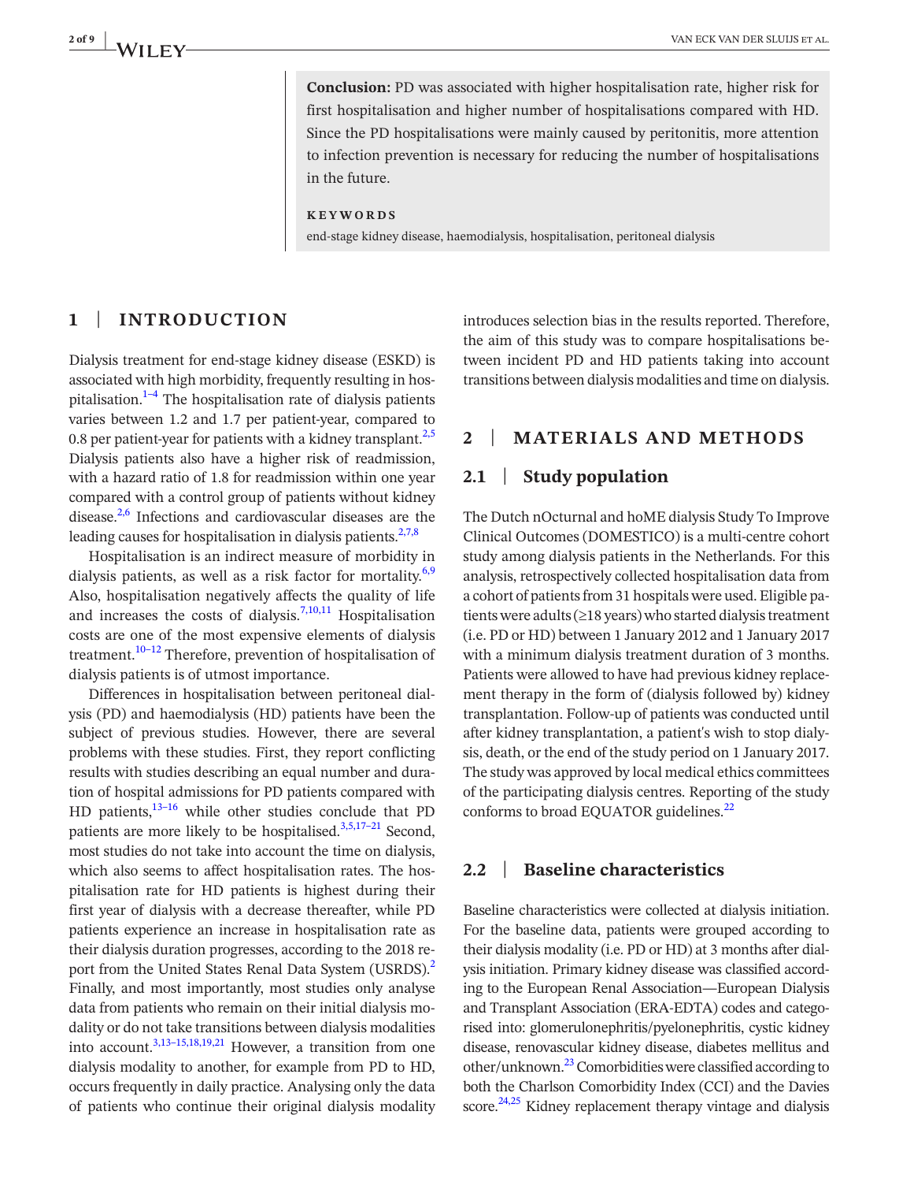**Conclusion:** PD was associated with higher hospitalisation rate, higher risk for first hospitalisation and higher number of hospitalisations compared with HD. Since the PD hospitalisations were mainly caused by peritonitis, more attention to infection prevention is necessary for reducing the number of hospitalisations in the future.

**KEYWORDS**

end-stage kidney disease, haemodialysis, hospitalisation, peritoneal dialysis

## 1 | INTRODUCTION

Dialysis treatment for end-stage kidney disease (ESKD) is associated with high morbidity, frequently resulting in hospitalisation.[1–4] The hospitalisation rate of dialysis patients varies between 1.2 and 1.7 per patient-year, compared to 0.8 per patient-year for patients with a kidney transplant.[2,5] Dialysis patients also have a higher risk of readmission, with a hazard ratio of 1.8 for readmission within one year compared with a control group of patients without kidney disease.[2,6] Infections and cardiovascular diseases are the leading causes for hospitalisation in dialysis patients.[2,7,8]

Hospitalisation is an indirect measure of morbidity in dialysis patients, as well as a risk factor for mortality.[6,9] Also, hospitalisation negatively affects the quality of life and increases the costs of dialysis.[7,10,11] Hospitalisation costs are one of the most expensive elements of dialysis treatment.[10–12] Therefore, prevention of hospitalisation of dialysis patients is of utmost importance.

Differences in hospitalisation between peritoneal dialysis (PD) and haemodialysis (HD) patients have been the subject of previous studies. However, there are several problems with these studies. First, they report conflicting results with studies describing an equal number and duration of hospital admissions for PD patients compared with HD patients,[13–16] while other studies conclude that PD patients are more likely to be hospitalised.[3,5,17–21] Second, most studies do not take into account the time on dialysis, which also seems to affect hospitalisation rates. The hospitalisation rate for HD patients is highest during their first year of dialysis with a decrease thereafter, while PD patients experience an increase in hospitalisation rate as their dialysis duration progresses, according to the 2018 report from the United States Renal Data System (USRDS).[2] Finally, and most importantly, most studies only analyse data from patients who remain on their initial dialysis modality or do not take transitions between dialysis modalities into account.[3,13–15,18,19,21] However, a transition from one dialysis modality to another, for example from PD to HD, occurs frequently in daily practice. Analysing only the data of patients who continue their original dialysis modality introduces selection bias in the results reported. Therefore, the aim of this study was to compare hospitalisations between incident PD and HD patients taking into account transitions between dialysis modalities and time on dialysis.

## 2 | MATERIALS AND METHODS

### 2.1 | Study population

The Dutch nOcturnal and hoME dialysis Study To Improve Clinical Outcomes (DOMESTICO) is a multi-centre cohort study among dialysis patients in the Netherlands. For this analysis, retrospectively collected hospitalisation data from a cohort of patients from 31 hospitals were used. Eligible patients were adults (≥18 years) who started dialysis treatment (i.e. PD or HD) between 1 January 2012 and 1 January 2017 with a minimum dialysis treatment duration of 3 months. Patients were allowed to have had previous kidney replacement therapy in the form of (dialysis followed by) kidney transplantation. Follow-up of patients was conducted until after kidney transplantation, a patient's wish to stop dialysis, death, or the end of the study period on 1 January 2017. The study was approved by local medical ethics committees of the participating dialysis centres. Reporting of the study conforms to broad EQUATOR guidelines.[22]

### 2.2 | Baseline characteristics

Baseline characteristics were collected at dialysis initiation. For the baseline data, patients were grouped according to their dialysis modality (i.e. PD or HD) at 3 months after dialysis initiation. Primary kidney disease was classified according to the European Renal Association—European Dialysis and Transplant Association (ERA-EDTA) codes and categorised into: glomerulonephritis/pyelonephritis, cystic kidney disease, renovascular kidney disease, diabetes mellitus and other/unknown.[23] Comorbidities were classified according to both the Charlson Comorbidity Index (CCI) and the Davies score.[24,25] Kidney replacement therapy vintage and dialysis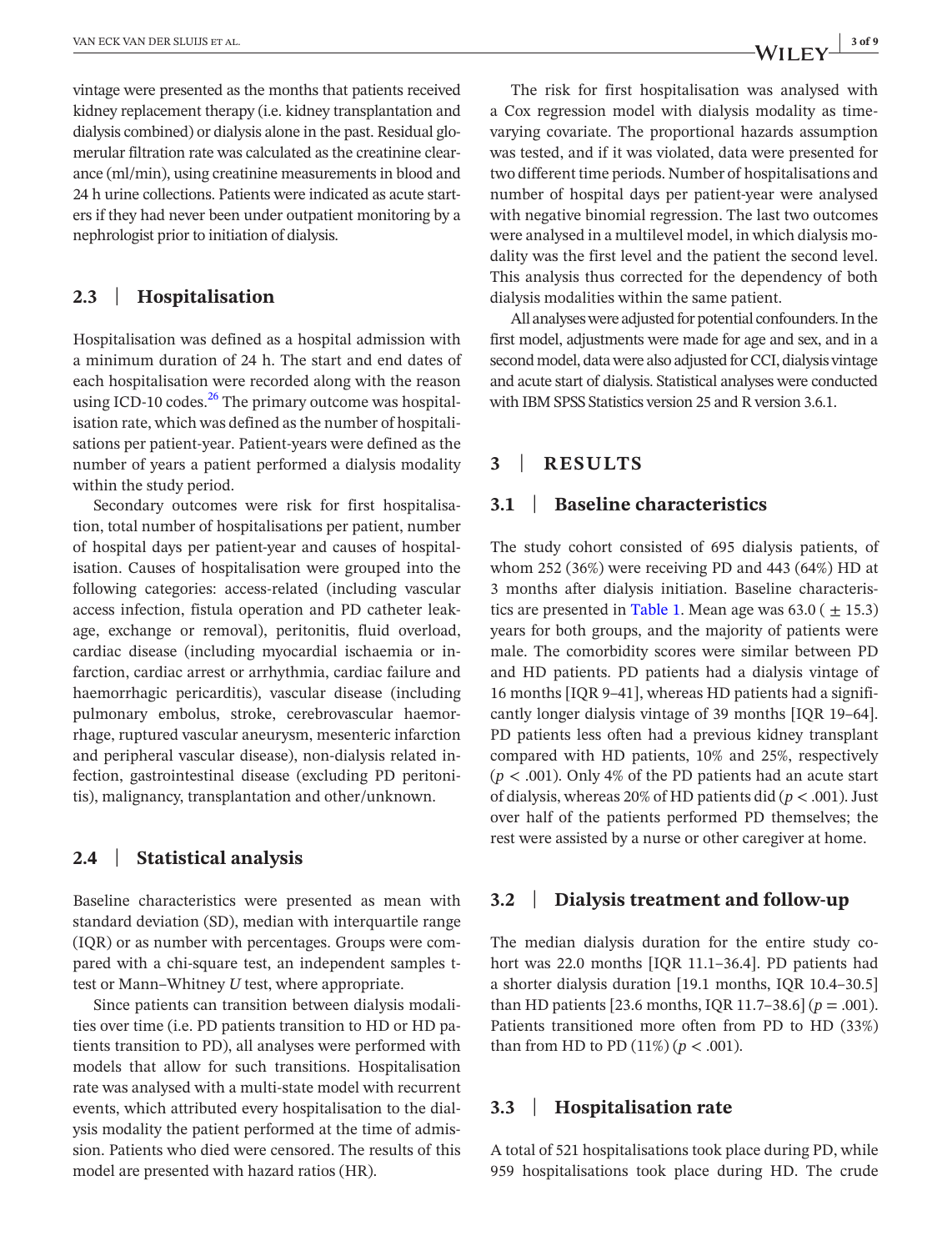vintage were presented as the months that patients received kidney replacement therapy (i.e. kidney transplantation and dialysis combined) or dialysis alone in the past. Residual glomerular filtration rate was calculated as the creatinine clearance (ml/min), using creatinine measurements in blood and 24 h urine collections. Patients were indicated as acute starters if they had never been under outpatient monitoring by a nephrologist prior to initiation of dialysis.

## 2.3 | Hospitalisation

Hospitalisation was defined as a hospital admission with a minimum duration of 24 h. The start and end dates of each hospitalisation were recorded along with the reason using ICD-10 codes.[26] The primary outcome was hospitalisation rate, which was defined as the number of hospitalisations per patient-year. Patient-years were defined as the number of years a patient performed a dialysis modality within the study period.

Secondary outcomes were risk for first hospitalisation, total number of hospitalisations per patient, number of hospital days per patient-year and causes of hospitalisation. Causes of hospitalisation were grouped into the following categories: access-related (including vascular access infection, fistula operation and PD catheter leakage, exchange or removal), peritonitis, fluid overload, cardiac disease (including myocardial ischaemia or infarction, cardiac arrest or arrhythmia, cardiac failure and haemorrhagic pericarditis), vascular disease (including pulmonary embolus, stroke, cerebrovascular haemorrhage, ruptured vascular aneurysm, mesenteric infarction and peripheral vascular disease), non-dialysis related infection, gastrointestinal disease (excluding PD peritonitis), malignancy, transplantation and other/unknown.

## 2.4 | Statistical analysis

Baseline characteristics were presented as mean with standard deviation (SD), median with interquartile range (IQR) or as number with percentages. Groups were compared with a chi-square test, an independent samples t-test or Mann–Whitney *U* test, where appropriate.

Since patients can transition between dialysis modalities over time (i.e. PD patients transition to HD or HD patients transition to PD), all analyses were performed with models that allow for such transitions. Hospitalisation rate was analysed with a multi-state model with recurrent events, which attributed every hospitalisation to the dialysis modality the patient performed at the time of admission. Patients who died were censored. The results of this model are presented with hazard ratios (HR).

The risk for first hospitalisation was analysed with a Cox regression model with dialysis modality as time-varying covariate. The proportional hazards assumption was tested, and if it was violated, data were presented for two different time periods. Number of hospitalisations and number of hospital days per patient-year were analysed with negative binomial regression. The last two outcomes were analysed in a multilevel model, in which dialysis modality was the first level and the patient the second level. This analysis thus corrected for the dependency of both dialysis modalities within the same patient.

All analyses were adjusted for potential confounders. In the first model, adjustments were made for age and sex, and in a second model, data were also adjusted for CCI, dialysis vintage and acute start of dialysis. Statistical analyses were conducted with IBM SPSS Statistics version 25 and R version 3.6.1.

# 3 | RESULTS

## 3.1 | Baseline characteristics

The study cohort consisted of 695 dialysis patients, of whom 252 (36%) were receiving PD and 443 (64%) HD at 3 months after dialysis initiation. Baseline characteristics are presented in Table 1. Mean age was 63.0 ($\pm$ 15.3) years for both groups, and the majority of patients were male. The comorbidity scores were similar between PD and HD patients. PD patients had a dialysis vintage of 16 months [IQR 9–41], whereas HD patients had a significantly longer dialysis vintage of 39 months [IQR 19–64]. PD patients less often had a previous kidney transplant compared with HD patients, 10% and 25%, respectively ($p < .001$). Only 4% of the PD patients had an acute start of dialysis, whereas 20% of HD patients did ($p < .001$). Just over half of the patients performed PD themselves; the rest were assisted by a nurse or other caregiver at home.

## 3.2 | Dialysis treatment and follow-up

The median dialysis duration for the entire study cohort was 22.0 months [IQR 11.1–36.4]. PD patients had a shorter dialysis duration [19.1 months, IQR 10.4–30.5] than HD patients [23.6 months, IQR 11.7–38.6] ($p = .001$). Patients transitioned more often from PD to HD (33%) than from HD to PD (11%) ($p < .001$).

## 3.3 | Hospitalisation rate

A total of 521 hospitalisations took place during PD, while 959 hospitalisations took place during HD. The crude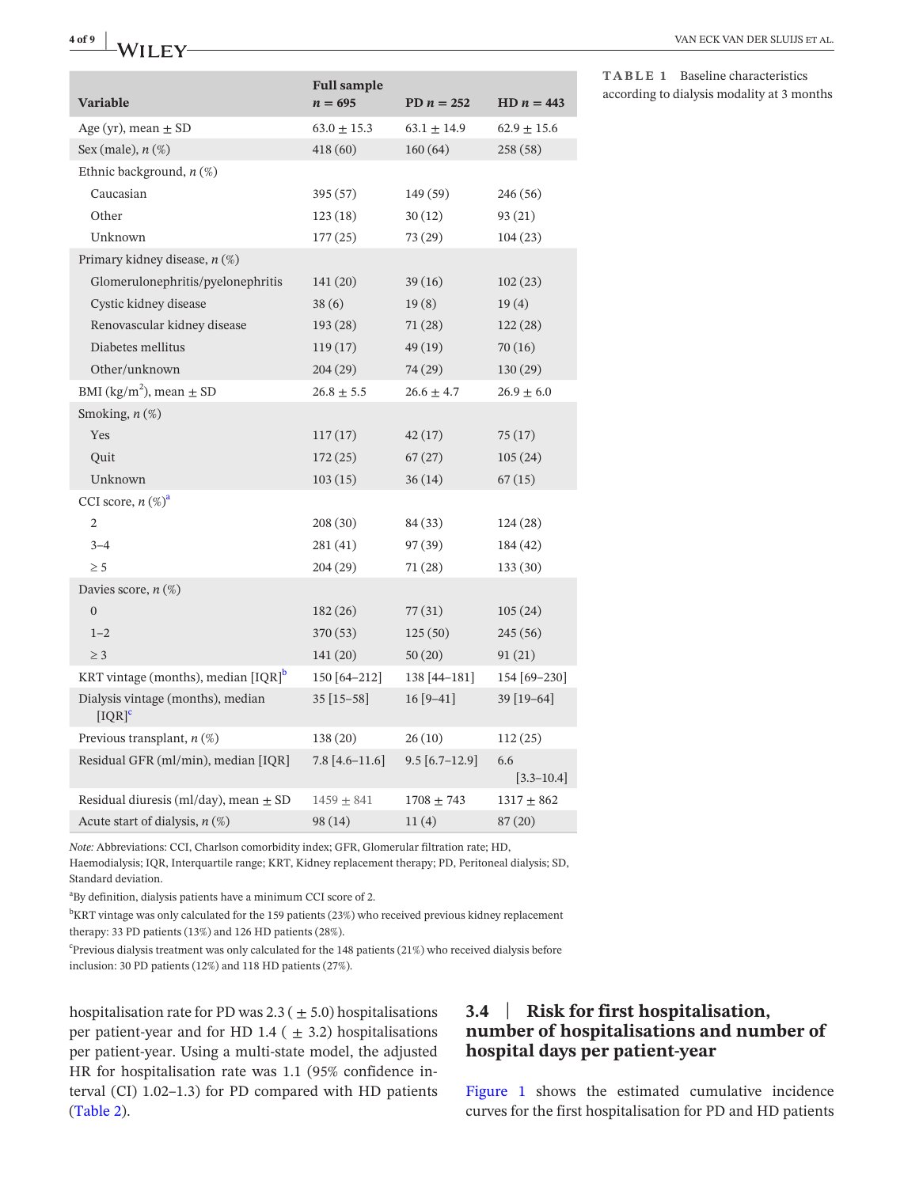**TABLE 1** Baseline characteristics according to dialysis modality at 3 months

| Variable | Full sample $n = 695$ | PD $n = 252$ | HD $n = 443$ |
|---|---|---|---|
| Age (yr), mean ± SD | 63.0 ± 15.3 | 63.1 ± 14.9 | 62.9 ± 15.6 |
| Sex (male), *n* (%) | 418 (60) | 160 (64) | 258 (58) |
| Ethnic background, *n* (%) | | | |
| Caucasian | 395 (57) | 149 (59) | 246 (56) |
| Other | 123 (18) | 30 (12) | 93 (21) |
| Unknown | 177 (25) | 73 (29) | 104 (23) |
| Primary kidney disease, *n* (%) | | | |
| Glomerulonephritis/pyelonephritis | 141 (20) | 39 (16) | 102 (23) |
| Cystic kidney disease | 38 (6) | 19 (8) | 19 (4) |
| Renovascular kidney disease | 193 (28) | 71 (28) | 122 (28) |
| Diabetes mellitus | 119 (17) | 49 (19) | 70 (16) |
| Other/unknown | 204 (29) | 74 (29) | 130 (29) |
| BMI (kg/m$^2$), mean ± SD | 26.8 ± 5.5 | 26.6 ± 4.7 | 26.9 ± 6.0 |
| Smoking, *n* (%) | | | |
| Yes | 117 (17) | 42 (17) | 75 (17) |
| Quit | 172 (25) | 67 (27) | 105 (24) |
| Unknown | 103 (15) | 36 (14) | 67 (15) |
| CCI score, *n* (%)[a] | | | |
| 2 | 208 (30) | 84 (33) | 124 (28) |
| 3–4 | 281 (41) | 97 (39) | 184 (42) |
| ≥ 5 | 204 (29) | 71 (28) | 133 (30) |
| Davies score, *n* (%) | | | |
| 0 | 182 (26) | 77 (31) | 105 (24) |
| 1–2 | 370 (53) | 125 (50) | 245 (56) |
| ≥ 3 | 141 (20) | 50 (20) | 91 (21) |
| KRT vintage (months), median [IQR][b] | 150 [64–212] | 138 [44–181] | 154 [69–230] |
| Dialysis vintage (months), median [IQR][c] | 35 [15–58] | 16 [9–41] | 39 [19–64] |
| Previous transplant, *n* (%) | 138 (20) | 26 (10) | 112 (25) |
| Residual GFR (ml/min), median [IQR] | 7.8 [4.6–11.6] | 9.5 [6.7–12.9] | 6.6 [3.3–10.4] |
| Residual diuresis (ml/day), mean ± SD | 1459 ± 841 | 1708 ± 743 | 1317 ± 862 |
| Acute start of dialysis, *n* (%) | 98 (14) | 11 (4) | 87 (20) |

*Note:* Abbreviations: CCI, Charlson comorbidity index; GFR, Glomerular filtration rate; HD, Haemodialysis; IQR, Interquartile range; KRT, Kidney replacement therapy; PD, Peritoneal dialysis; SD, Standard deviation.

[a]By definition, dialysis patients have a minimum CCI score of 2.

[b]KRT vintage was only calculated for the 159 patients (23%) who received previous kidney replacement therapy: 33 PD patients (13%) and 126 HD patients (28%).

[c]Previous dialysis treatment was only calculated for the 148 patients (21%) who received dialysis before inclusion: 30 PD patients (12%) and 118 HD patients (27%).

hospitalisation rate for PD was 2.3 ( ± 5.0) hospitalisations per patient-year and for HD 1.4 ( ± 3.2) hospitalisations per patient-year. Using a multi-state model, the adjusted HR for hospitalisation rate was 1.1 (95% confidence interval (CI) 1.02–1.3) for PD compared with HD patients (Table 2).

### 3.4 | Risk for first hospitalisation, number of hospitalisations and number of hospital days per patient-year

Figure 1 shows the estimated cumulative incidence curves for the first hospitalisation for PD and HD patients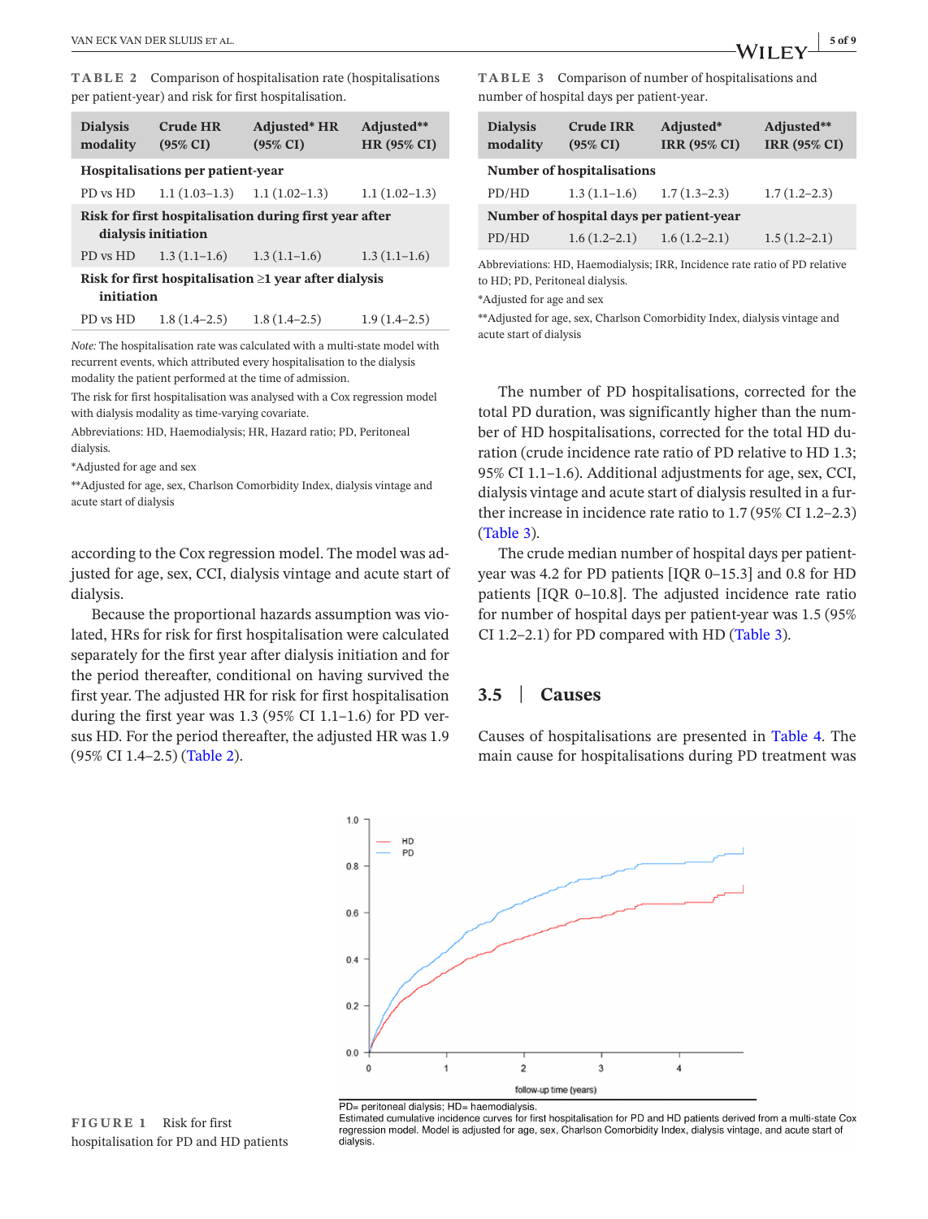**TABLE 2** Comparison of hospitalisation rate (hospitalisations per patient-year) and risk for first hospitalisation.

| Dialysis modality | Crude HR (95% CI) | Adjusted* HR (95% CI) | Adjusted** HR (95% CI) |
|---|---|---|---|
| **Hospitalisations per patient-year** | | | |
| PD vs HD | 1.1 (1.03–1.3) | 1.1 (1.02–1.3) | 1.1 (1.02–1.3) |
| **Risk for first hospitalisation during first year after dialysis initiation** | | | |
| PD vs HD | 1.3 (1.1–1.6) | 1.3 (1.1–1.6) | 1.3 (1.1–1.6) |
| **Risk for first hospitalisation ≥1 year after dialysis initiation** | | | |
| PD vs HD | 1.8 (1.4–2.5) | 1.8 (1.4–2.5) | 1.9 (1.4–2.5) |

*Note:* The hospitalisation rate was calculated with a multi-state model with recurrent events, which attributed every hospitalisation to the dialysis modality the patient performed at the time of admission.

The risk for first hospitalisation was analysed with a Cox regression model with dialysis modality as time-varying covariate.

Abbreviations: HD, Haemodialysis; HR, Hazard ratio; PD, Peritoneal dialysis.

*Adjusted for age and sex

**Adjusted for age, sex, Charlson Comorbidity Index, dialysis vintage and acute start of dialysis

according to the Cox regression model. The model was adjusted for age, sex, CCI, dialysis vintage and acute start of dialysis.

Because the proportional hazards assumption was violated, HRs for risk for first hospitalisation were calculated separately for the first year after dialysis initiation and for the period thereafter, conditional on having survived the first year. The adjusted HR for risk for first hospitalisation during the first year was 1.3 (95% CI 1.1–1.6) for PD versus HD. For the period thereafter, the adjusted HR was 1.9 (95% CI 1.4–2.5) (Table 2).

**TABLE 3** Comparison of number of hospitalisations and number of hospital days per patient-year.

| Dialysis modality | Crude IRR (95% CI) | Adjusted* IRR (95% CI) | Adjusted** IRR (95% CI) |
|---|---|---|---|
| **Number of hospitalisations** | | | |
| PD/HD | 1.3 (1.1–1.6) | 1.7 (1.3–2.3) | 1.7 (1.2–2.3) |
| **Number of hospital days per patient-year** | | | |
| PD/HD | 1.6 (1.2–2.1) | 1.6 (1.2–2.1) | 1.5 (1.2–2.1) |

Abbreviations: HD, Haemodialysis; IRR, Incidence rate ratio of PD relative to HD; PD, Peritoneal dialysis.

*Adjusted for age and sex

**Adjusted for age, sex, Charlson Comorbidity Index, dialysis vintage and acute start of dialysis

The number of PD hospitalisations, corrected for the total PD duration, was significantly higher than the number of HD hospitalisations, corrected for the total HD duration (crude incidence rate ratio of PD relative to HD 1.3; 95% CI 1.1–1.6). Additional adjustments for age, sex, CCI, dialysis vintage and acute start of dialysis resulted in a further increase in incidence rate ratio to 1.7 (95% CI 1.2–2.3) (Table 3).

The crude median number of hospital days per patient-year was 4.2 for PD patients [IQR 0–15.3] and 0.8 for HD patients [IQR 0–10.8]. The adjusted incidence rate ratio for number of hospital days per patient-year was 1.5 (95% CI 1.2–2.1) for PD compared with HD (Table 3).

## 3.5 | Causes

Causes of hospitalisations are presented in Table 4. The main cause for hospitalisations during PD treatment was

PD= peritoneal dialysis; HD= haemodialysis.
Estimated cumulative incidence curves for first hospitalisation for PD and HD patients derived from a multi-state Cox regression model. Model is adjusted for age, sex, Charlson Comorbidity Index, dialysis vintage, and acute start of dialysis.

**FIGURE 1** Risk for first hospitalisation for PD and HD patients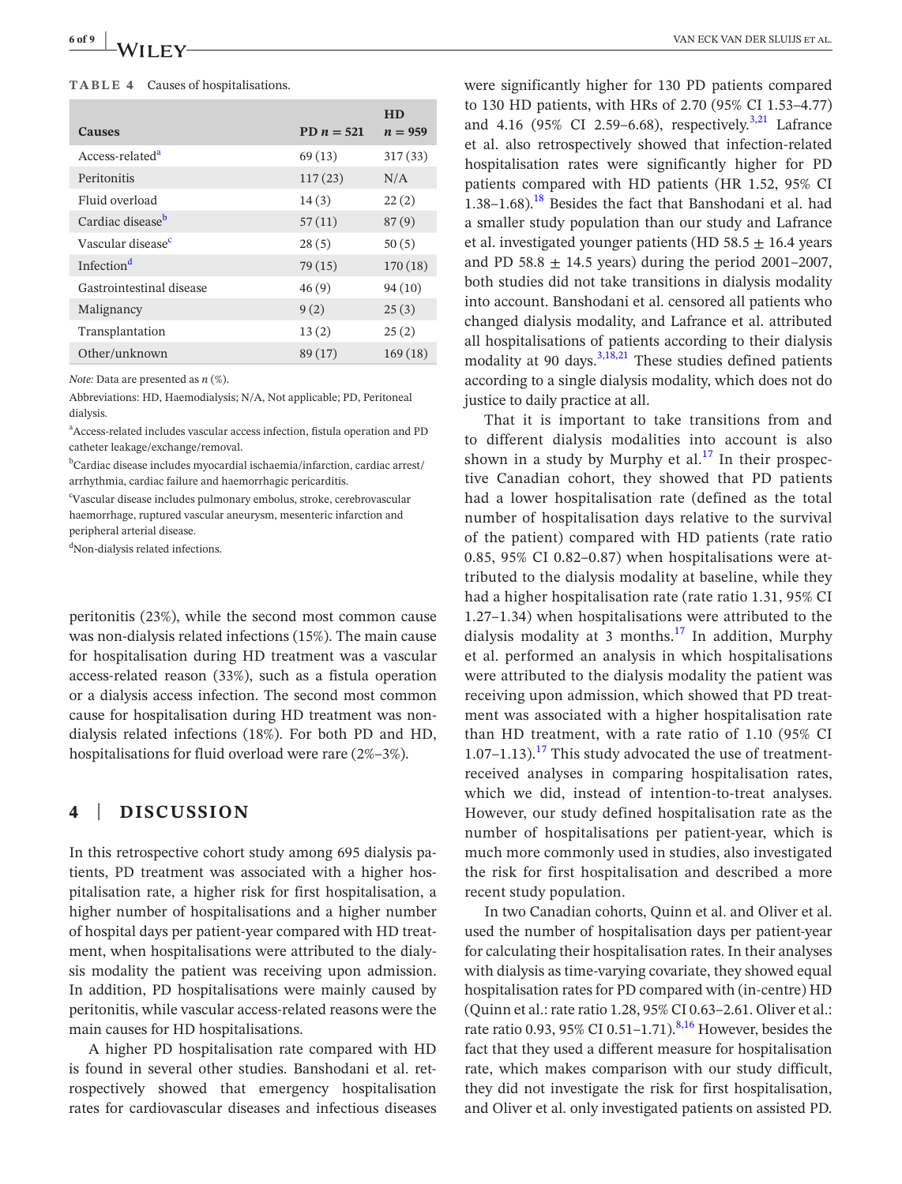**TABLE 4** Causes of hospitalisations.

| Causes | PD $n = 521$ | HD $n = 959$ |
|---|---|---|
| Access-related[a] | 69 (13) | 317 (33) |
| Peritonitis | 117 (23) | N/A |
| Fluid overload | 14 (3) | 22 (2) |
| Cardiac disease[b] | 57 (11) | 87 (9) |
| Vascular disease[c] | 28 (5) | 50 (5) |
| Infection[d] | 79 (15) | 170 (18) |
| Gastrointestinal disease | 46 (9) | 94 (10) |
| Malignancy | 9 (2) | 25 (3) |
| Transplantation | 13 (2) | 25 (2) |
| Other/unknown | 89 (17) | 169 (18) |

*Note:* Data are presented as *n* (%).

Abbreviations: HD, Haemodialysis; N/A, Not applicable; PD, Peritoneal dialysis.

[a]Access-related includes vascular access infection, fistula operation and PD catheter leakage/exchange/removal.

[b]Cardiac disease includes myocardial ischaemia/infarction, cardiac arrest/arrhythmia, cardiac failure and haemorrhagic pericarditis.

[c]Vascular disease includes pulmonary embolus, stroke, cerebrovascular haemorrhage, ruptured vascular aneurysm, mesenteric infarction and peripheral arterial disease.

[d]Non-dialysis related infections.

peritonitis (23%), while the second most common cause was non-dialysis related infections (15%). The main cause for hospitalisation during HD treatment was a vascular access-related reason (33%), such as a fistula operation or a dialysis access infection. The second most common cause for hospitalisation during HD treatment was non-dialysis related infections (18%). For both PD and HD, hospitalisations for fluid overload were rare (2%–3%).

## 4 | DISCUSSION

In this retrospective cohort study among 695 dialysis patients, PD treatment was associated with a higher hospitalisation rate, a higher risk for first hospitalisation, a higher number of hospitalisations and a higher number of hospital days per patient-year compared with HD treatment, when hospitalisations were attributed to the dialysis modality the patient was receiving upon admission. In addition, PD hospitalisations were mainly caused by peritonitis, while vascular access-related reasons were the main causes for HD hospitalisations.

A higher PD hospitalisation rate compared with HD is found in several other studies. Banshodani et al. retrospectively showed that emergency hospitalisation rates for cardiovascular diseases and infectious diseases were significantly higher for 130 PD patients compared to 130 HD patients, with HRs of 2.70 (95% CI 1.53–4.77) and 4.16 (95% CI 2.59–6.68), respectively.[3,21] Lafrance et al. also retrospectively showed that infection-related hospitalisation rates were significantly higher for PD patients compared with HD patients (HR 1.52, 95% CI 1.38–1.68).[18] Besides the fact that Banshodani et al. had a smaller study population than our study and Lafrance et al. investigated younger patients (HD 58.5 ± 16.4 years and PD 58.8 ± 14.5 years) during the period 2001–2007, both studies did not take transitions in dialysis modality into account. Banshodani et al. censored all patients who changed dialysis modality, and Lafrance et al. attributed all hospitalisations of patients according to their dialysis modality at 90 days.[3,18,21] These studies defined patients according to a single dialysis modality, which does not do justice to daily practice at all.

That it is important to take transitions from and to different dialysis modalities into account is also shown in a study by Murphy et al.[17] In their prospective Canadian cohort, they showed that PD patients had a lower hospitalisation rate (defined as the total number of hospitalisation days relative to the survival of the patient) compared with HD patients (rate ratio 0.85, 95% CI 0.82–0.87) when hospitalisations were attributed to the dialysis modality at baseline, while they had a higher hospitalisation rate (rate ratio 1.31, 95% CI 1.27–1.34) when hospitalisations were attributed to the dialysis modality at 3 months.[17] In addition, Murphy et al. performed an analysis in which hospitalisations were attributed to the dialysis modality the patient was receiving upon admission, which showed that PD treatment was associated with a higher hospitalisation rate than HD treatment, with a rate ratio of 1.10 (95% CI 1.07–1.13).[17] This study advocated the use of treatment-received analyses in comparing hospitalisation rates, which we did, instead of intention-to-treat analyses. However, our study defined hospitalisation rate as the number of hospitalisations per patient-year, which is much more commonly used in studies, also investigated the risk for first hospitalisation and described a more recent study population.

In two Canadian cohorts, Quinn et al. and Oliver et al. used the number of hospitalisation days per patient-year for calculating their hospitalisation rates. In their analyses with dialysis as time-varying covariate, they showed equal hospitalisation rates for PD compared with (in-centre) HD (Quinn et al.: rate ratio 1.28, 95% CI 0.63–2.61. Oliver et al.: rate ratio 0.93, 95% CI 0.51–1.71).[8,16] However, besides the fact that they used a different measure for hospitalisation rate, which makes comparison with our study difficult, they did not investigate the risk for first hospitalisation, and Oliver et al. only investigated patients on assisted PD.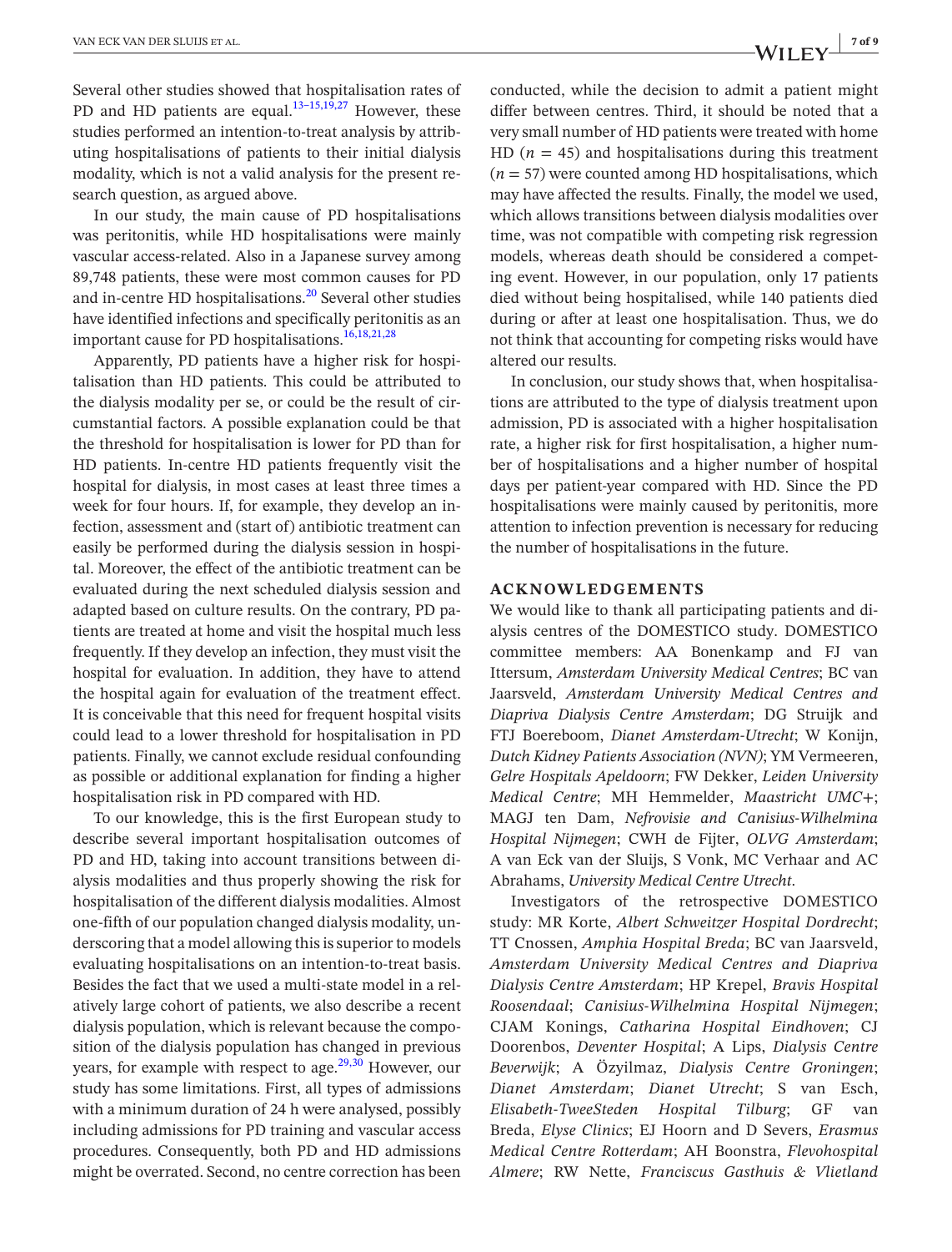Several other studies showed that hospitalisation rates of PD and HD patients are equal.[13–15,19,27] However, these studies performed an intention-to-treat analysis by attributing hospitalisations of patients to their initial dialysis modality, which is not a valid analysis for the present research question, as argued above.

In our study, the main cause of PD hospitalisations was peritonitis, while HD hospitalisations were mainly vascular access-related. Also in a Japanese survey among 89,748 patients, these were most common causes for PD and in-centre HD hospitalisations.[20] Several other studies have identified infections and specifically peritonitis as an important cause for PD hospitalisations.[16,18,21,28]

Apparently, PD patients have a higher risk for hospitalisation than HD patients. This could be attributed to the dialysis modality per se, or could be the result of circumstantial factors. A possible explanation could be that the threshold for hospitalisation is lower for PD than for HD patients. In-centre HD patients frequently visit the hospital for dialysis, in most cases at least three times a week for four hours. If, for example, they develop an infection, assessment and (start of) antibiotic treatment can easily be performed during the dialysis session in hospital. Moreover, the effect of the antibiotic treatment can be evaluated during the next scheduled dialysis session and adapted based on culture results. On the contrary, PD patients are treated at home and visit the hospital much less frequently. If they develop an infection, they must visit the hospital for evaluation. In addition, they have to attend the hospital again for evaluation of the treatment effect. It is conceivable that this need for frequent hospital visits could lead to a lower threshold for hospitalisation in PD patients. Finally, we cannot exclude residual confounding as possible or additional explanation for finding a higher hospitalisation risk in PD compared with HD.

To our knowledge, this is the first European study to describe several important hospitalisation outcomes of PD and HD, taking into account transitions between dialysis modalities and thus properly showing the risk for hospitalisation of the different dialysis modalities. Almost one-fifth of our population changed dialysis modality, underscoring that a model allowing this is superior to models evaluating hospitalisations on an intention-to-treat basis. Besides the fact that we used a multi-state model in a relatively large cohort of patients, we also describe a recent dialysis population, which is relevant because the composition of the dialysis population has changed in previous years, for example with respect to age.[29,30] However, our study has some limitations. First, all types of admissions with a minimum duration of 24 h were analysed, possibly including admissions for PD training and vascular access procedures. Consequently, both PD and HD admissions might be overrated. Second, no centre correction has been conducted, while the decision to admit a patient might differ between centres. Third, it should be noted that a very small number of HD patients were treated with home HD ($n$ = 45) and hospitalisations during this treatment ($n$ = 57) were counted among HD hospitalisations, which may have affected the results. Finally, the model we used, which allows transitions between dialysis modalities over time, was not compatible with competing risk regression models, whereas death should be considered a competing event. However, in our population, only 17 patients died without being hospitalised, while 140 patients died during or after at least one hospitalisation. Thus, we do not think that accounting for competing risks would have altered our results.

In conclusion, our study shows that, when hospitalisations are attributed to the type of dialysis treatment upon admission, PD is associated with a higher hospitalisation rate, a higher risk for first hospitalisation, a higher number of hospitalisations and a higher number of hospital days per patient-year compared with HD. Since the PD hospitalisations were mainly caused by peritonitis, more attention to infection prevention is necessary for reducing the number of hospitalisations in the future.

## ACKNOWLEDGEMENTS

We would like to thank all participating patients and dialysis centres of the DOMESTICO study. DOMESTICO committee members: AA Bonenkamp and FJ van Ittersum, *Amsterdam University Medical Centres*; BC van Jaarsveld, *Amsterdam University Medical Centres and Diapriva Dialysis Centre Amsterdam*; DG Struijk and FTJ Boereboom, *Dianet Amsterdam-Utrecht*; W Konijn, *Dutch Kidney Patients Association (NVN)*; YM Vermeeren, *Gelre Hospitals Apeldoorn*; FW Dekker, *Leiden University Medical Centre*; MH Hemmelder, *Maastricht UMC+*; MAGJ ten Dam, *Nefrovisie and Canisius-Wilhelmina Hospital Nijmegen*; CWH de Fijter, *OLVG Amsterdam*; A van Eck van der Sluijs, S Vonk, MC Verhaar and AC Abrahams, *University Medical Centre Utrecht*.

Investigators of the retrospective DOMESTICO study: MR Korte, *Albert Schweitzer Hospital Dordrecht*; TT Cnossen, *Amphia Hospital Breda*; BC van Jaarsveld, *Amsterdam University Medical Centres and Diapriva Dialysis Centre Amsterdam*; HP Krepel, *Bravis Hospital Roosendaal*; *Canisius-Wilhelmina Hospital Nijmegen*; CJAM Konings, *Catharina Hospital Eindhoven*; CJ Doorenbos, *Deventer Hospital*; A Lips, *Dialysis Centre Beverwijk*; A Özyilmaz, *Dialysis Centre Groningen*; *Dianet Amsterdam*; *Dianet Utrecht*; S van Esch, *Elisabeth-TweeSteden Hospital Tilburg*; GF van Breda, *Elyse Clinics*; EJ Hoorn and D Severs, *Erasmus Medical Centre Rotterdam*; AH Boonstra, *Flevohospital Almere*; RW Nette, *Franciscus Gasthuis & Vlietland*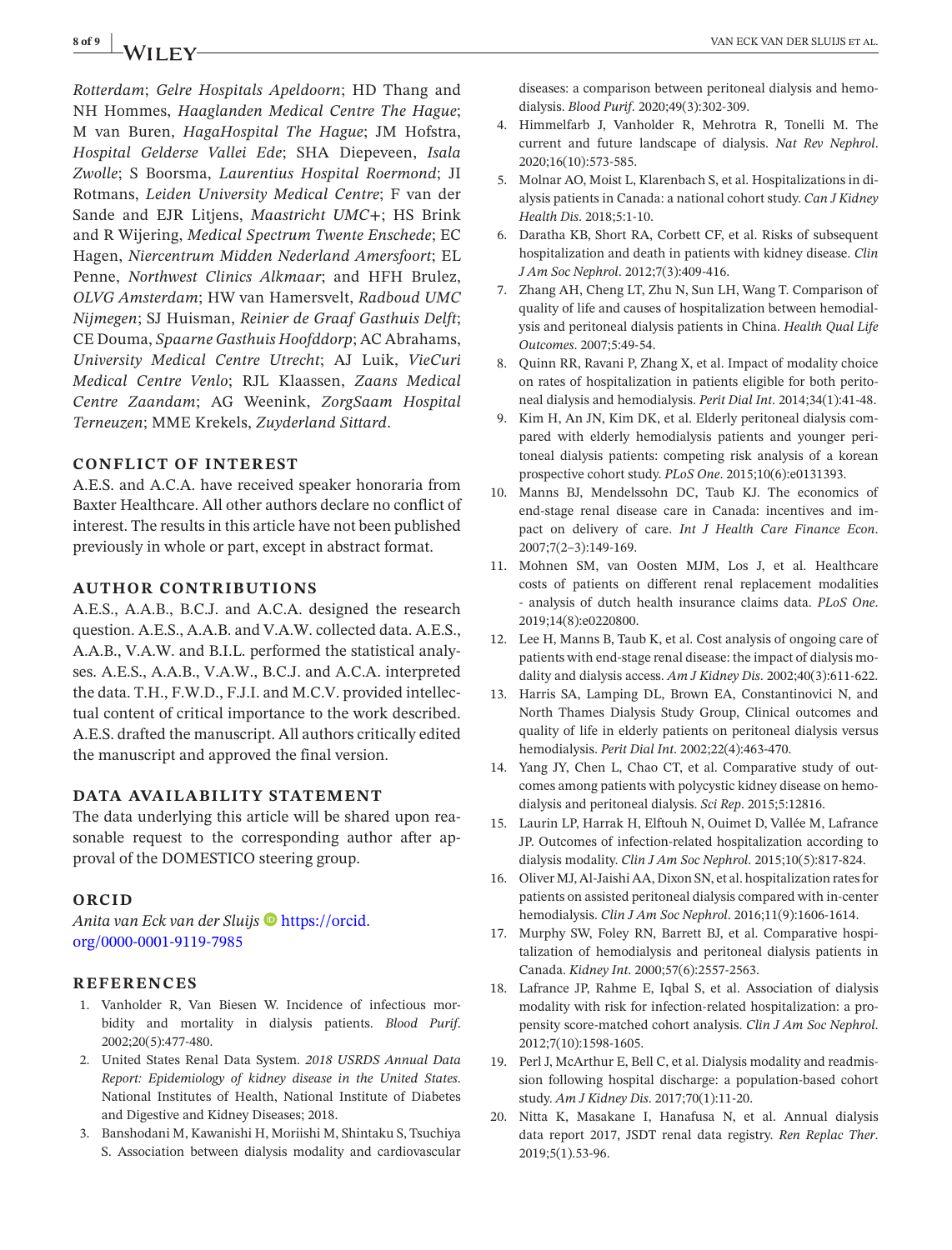*Rotterdam*; *Gelre Hospitals Apeldoorn*; HD Thang and NH Hommes, *Haaglanden Medical Centre The Hague*; M van Buren, *HagaHospital The Hague*; JM Hofstra, *Hospital Gelderse Vallei Ede*; SHA Diepeveen, *Isala Zwolle*; S Boorsma, *Laurentius Hospital Roermond*; JI Rotmans, *Leiden University Medical Centre*; F van der Sande and EJR Litjens, *Maastricht UMC+*; HS Brink and R Wijering, *Medical Spectrum Twente Enschede*; EC Hagen, *Niercentrum Midden Nederland Amersfoort*; EL Penne, *Northwest Clinics Alkmaar*; and HFH Brulez, *OLVG Amsterdam*; HW van Hamersvelt, *Radboud UMC Nijmegen*; SJ Huisman, *Reinier de Graaf Gasthuis Delft*; CE Douma, *Spaarne Gasthuis Hoofddorp*; AC Abrahams, *University Medical Centre Utrecht*; AJ Luik, *VieCuri Medical Centre Venlo*; RJL Klaassen, *Zaans Medical Centre Zaandam*; AG Weenink, *ZorgSaam Hospital Terneuzen*; MME Krekels, *Zuyderland Sittard*.

## CONFLICT OF INTEREST

A.E.S. and A.C.A. have received speaker honoraria from Baxter Healthcare. All other authors declare no conflict of interest. The results in this article have not been published previously in whole or part, except in abstract format.

## AUTHOR CONTRIBUTIONS

A.E.S., A.A.B., B.C.J. and A.C.A. designed the research question. A.E.S., A.A.B. and V.A.W. collected data. A.E.S., A.A.B., V.A.W. and B.I.L. performed the statistical analyses. A.E.S., A.A.B., V.A.W., B.C.J. and A.C.A. interpreted the data. T.H., F.W.D., F.J.I. and M.C.V. provided intellectual content of critical importance to the work described. A.E.S. drafted the manuscript. All authors critically edited the manuscript and approved the final version.

## DATA AVAILABILITY STATEMENT

The data underlying this article will be shared upon reasonable request to the corresponding author after approval of the DOMESTICO steering group.

## ORCID

*Anita van Eck van der Sluijs* https://orcid.org/0000-0001-9119-7985

## REFERENCES

1. Vanholder R, Van Biesen W. Incidence of infectious morbidity and mortality in dialysis patients. *Blood Purif*. 2002;20(5):477-480.
2. United States Renal Data System. *2018 USRDS Annual Data Report: Epidemiology of kidney disease in the United States*. National Institutes of Health, National Institute of Diabetes and Digestive and Kidney Diseases; 2018.
3. Banshodani M, Kawanishi H, Moriishi M, Shintaku S, Tsuchiya S. Association between dialysis modality and cardiovascular diseases: a comparison between peritoneal dialysis and hemodialysis. *Blood Purif*. 2020;49(3):302-309.
4. Himmelfarb J, Vanholder R, Mehrotra R, Tonelli M. The current and future landscape of dialysis. *Nat Rev Nephrol*. 2020;16(10):573-585.
5. Molnar AO, Moist L, Klarenbach S, et al. Hospitalizations in dialysis patients in Canada: a national cohort study. *Can J Kidney Health Dis*. 2018;5:1-10.
6. Daratha KB, Short RA, Corbett CF, et al. Risks of subsequent hospitalization and death in patients with kidney disease. *Clin J Am Soc Nephrol*. 2012;7(3):409-416.
7. Zhang AH, Cheng LT, Zhu N, Sun LH, Wang T. Comparison of quality of life and causes of hospitalization between hemodialysis and peritoneal dialysis patients in China. *Health Qual Life Outcomes*. 2007;5:49-54.
8. Quinn RR, Ravani P, Zhang X, et al. Impact of modality choice on rates of hospitalization in patients eligible for both peritoneal dialysis and hemodialysis. *Perit Dial Int*. 2014;34(1):41-48.
9. Kim H, An JN, Kim DK, et al. Elderly peritoneal dialysis compared with elderly hemodialysis patients and younger peritoneal dialysis patients: competing risk analysis of a korean prospective cohort study. *PLoS One*. 2015;10(6):e0131393.
10. Manns BJ, Mendelssohn DC, Taub KJ. The economics of end-stage renal disease care in Canada: incentives and impact on delivery of care. *Int J Health Care Finance Econ*. 2007;7(2–3):149-169.
11. Mohnen SM, van Oosten MJM, Los J, et al. Healthcare costs of patients on different renal replacement modalities - analysis of dutch health insurance claims data. *PLoS One*. 2019;14(8):e0220800.
12. Lee H, Manns B, Taub K, et al. Cost analysis of ongoing care of patients with end-stage renal disease: the impact of dialysis modality and dialysis access. *Am J Kidney Dis*. 2002;40(3):611-622.
13. Harris SA, Lamping DL, Brown EA, Constantinovici N, and North Thames Dialysis Study Group, Clinical outcomes and quality of life in elderly patients on peritoneal dialysis versus hemodialysis. *Perit Dial Int*. 2002;22(4):463-470.
14. Yang JY, Chen L, Chao CT, et al. Comparative study of outcomes among patients with polycystic kidney disease on hemodialysis and peritoneal dialysis. *Sci Rep*. 2015;5:12816.
15. Laurin LP, Harrak H, Elftouh N, Ouimet D, Vallée M, Lafrance JP. Outcomes of infection-related hospitalization according to dialysis modality. *Clin J Am Soc Nephrol*. 2015;10(5):817-824.
16. Oliver MJ, Al-Jaishi AA, Dixon SN, et al. hospitalization rates for patients on assisted peritoneal dialysis compared with in-center hemodialysis. *Clin J Am Soc Nephrol*. 2016;11(9):1606-1614.
17. Murphy SW, Foley RN, Barrett BJ, et al. Comparative hospitalization of hemodialysis and peritoneal dialysis patients in Canada. *Kidney Int*. 2000;57(6):2557-2563.
18. Lafrance JP, Rahme E, Iqbal S, et al. Association of dialysis modality with risk for infection-related hospitalization: a propensity score-matched cohort analysis. *Clin J Am Soc Nephrol*. 2012;7(10):1598-1605.
19. Perl J, McArthur E, Bell C, et al. Dialysis modality and readmission following hospital discharge: a population-based cohort study. *Am J Kidney Dis*. 2017;70(1):11-20.
20. Nitta K, Masakane I, Hanafusa N, et al. Annual dialysis data report 2017, JSDT renal data registry. *Ren Replac Ther*. 2019;5(1).53-96.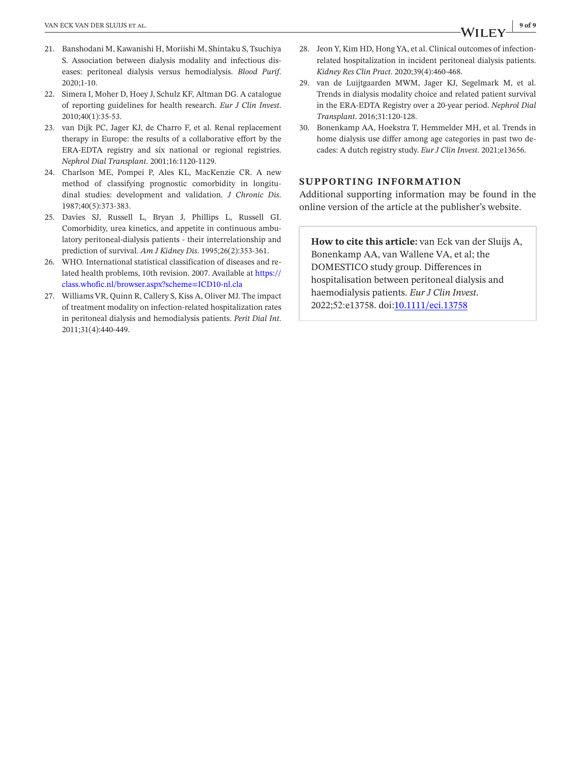21. Banshodani M, Kawanishi H, Moriishi M, Shintaku S, Tsuchiya S. Association between dialysis modality and infectious diseases: peritoneal dialysis versus hemodialysis. *Blood Purif*. 2020;1-10.
22. Simera I, Moher D, Hoey J, Schulz KF, Altman DG. A catalogue of reporting guidelines for health research. *Eur J Clin Invest*. 2010;40(1):35-53.
23. van Dijk PC, Jager KJ, de Charro F, et al. Renal replacement therapy in Europe: the results of a collaborative effort by the ERA-EDTA registry and six national or regional registries. *Nephrol Dial Transplant*. 2001;16:1120-1129.
24. Charlson ME, Pompei P, Ales KL, MacKenzie CR. A new method of classifying prognostic comorbidity in longitudinal studies: development and validation. *J Chronic Dis*. 1987;40(5):373-383.
25. Davies SJ, Russell L, Bryan J, Phillips L, Russell GI. Comorbidity, urea kinetics, and appetite in continuous ambulatory peritoneal-dialysis patients - their interrelationship and prediction of survival. *Am J Kidney Dis*. 1995;26(2):353-361.
26. WHO. International statistical classification of diseases and related health problems, 10th revision. 2007. Available at https://class.whofic.nl/browser.aspx?scheme=ICD10-nl.cla
27. Williams VR, Quinn R, Callery S, Kiss A, Oliver MJ. The impact of treatment modality on infection-related hospitalization rates in peritoneal dialysis and hemodialysis patients. *Perit Dial Int*. 2011;31(4):440-449.
28. Jeon Y, Kim HD, Hong YA, et al. Clinical outcomes of infection-related hospitalization in incident peritoneal dialysis patients. *Kidney Res Clin Pract*. 2020;39(4):460-468.
29. van de Luijtgaarden MWM, Jager KJ, Segelmark M, et al. Trends in dialysis modality choice and related patient survival in the ERA-EDTA Registry over a 20-year period. *Nephrol Dial Transplant*. 2016;31:120-128.
30. Bonenkamp AA, Hoekstra T, Hemmelder MH, et al. Trends in home dialysis use differ among age categories in past two decades: A dutch registry study. *Eur J Clin Invest*. 2021;e13656.

## SUPPORTING INFORMATION

Additional supporting information may be found in the online version of the article at the publisher's website.

**How to cite this article:** van Eck van der Sluijs A, Bonenkamp AA, van Wallene VA, et al; the DOMESTICO study group. Differences in hospitalisation between peritoneal dialysis and haemodialysis patients. *Eur J Clin Invest*. 2022;52:e13758. doi:10.1111/eci.13758